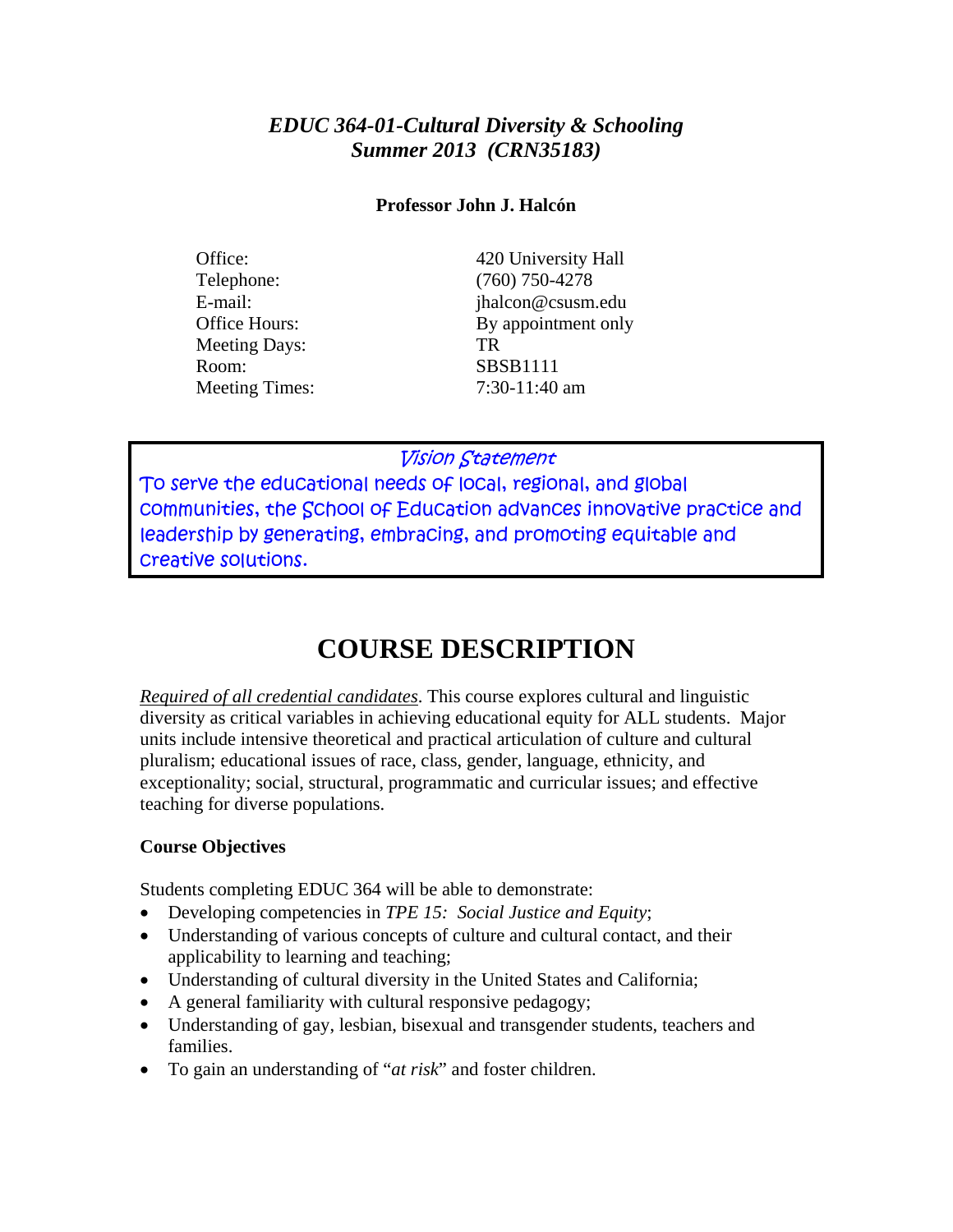# *EDUC 364-01-Cultural Diversity & Schooling*
# *Summer 2013 (CRN35183)*

**Professor John J. Halcón**

| | |
|---|---|
| Office: | 420 University Hall |
| Telephone: | (760) 750-4278 |
| E-mail: | jhalcon@csusm.edu |
| Office Hours: | By appointment only |
| Meeting Days: | TR |
| Room: | SBSB1111 |
| Meeting Times: | 7:30-11:40 am |

> *Vision Statement*
>
> To serve the educational needs of local, regional, and global communities, the School of Education advances innovative practice and leadership by generating, embracing, and promoting equitable and creative solutions.

# COURSE DESCRIPTION

*Required of all credential candidates*. This course explores cultural and linguistic diversity as critical variables in achieving educational equity for ALL students. Major units include intensive theoretical and practical articulation of culture and cultural pluralism; educational issues of race, class, gender, language, ethnicity, and exceptionality; social, structural, programmatic and curricular issues; and effective teaching for diverse populations.

**Course Objectives**

Students completing EDUC 364 will be able to demonstrate:

- Developing competencies in *TPE 15: Social Justice and Equity*;
- Understanding of various concepts of culture and cultural contact, and their applicability to learning and teaching;
- Understanding of cultural diversity in the United States and California;
- A general familiarity with cultural responsive pedagogy;
- Understanding of gay, lesbian, bisexual and transgender students, teachers and families.
- To gain an understanding of "*at risk*" and foster children.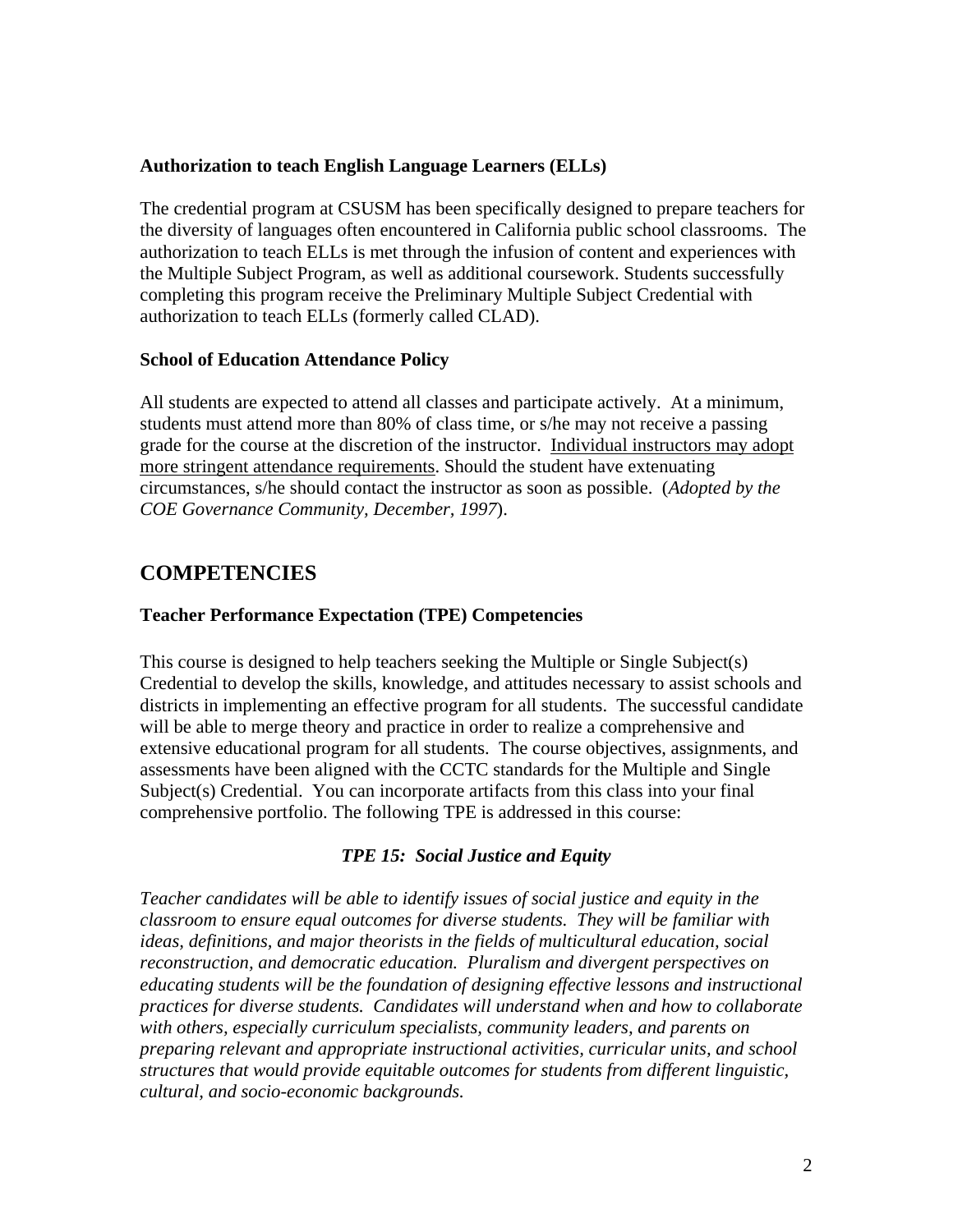**Authorization to teach English Language Learners (ELLs)**

The credential program at CSUSM has been specifically designed to prepare teachers for the diversity of languages often encountered in California public school classrooms. The authorization to teach ELLs is met through the infusion of content and experiences with the Multiple Subject Program, as well as additional coursework. Students successfully completing this program receive the Preliminary Multiple Subject Credential with authorization to teach ELLs (formerly called CLAD).

**School of Education Attendance Policy**

All students are expected to attend all classes and participate actively. At a minimum, students must attend more than 80% of class time, or s/he may not receive a passing grade for the course at the discretion of the instructor. <u>Individual instructors may adopt more stringent attendance requirements</u>. Should the student have extenuating circumstances, s/he should contact the instructor as soon as possible. (*Adopted by the COE Governance Community, December, 1997*).

## COMPETENCIES

**Teacher Performance Expectation (TPE) Competencies**

This course is designed to help teachers seeking the Multiple or Single Subject(s) Credential to develop the skills, knowledge, and attitudes necessary to assist schools and districts in implementing an effective program for all students. The successful candidate will be able to merge theory and practice in order to realize a comprehensive and extensive educational program for all students. The course objectives, assignments, and assessments have been aligned with the CCTC standards for the Multiple and Single Subject(s) Credential. You can incorporate artifacts from this class into your final comprehensive portfolio. The following TPE is addressed in this course:

***TPE 15: Social Justice and Equity***

*Teacher candidates will be able to identify issues of social justice and equity in the classroom to ensure equal outcomes for diverse students. They will be familiar with ideas, definitions, and major theorists in the fields of multicultural education, social reconstruction, and democratic education. Pluralism and divergent perspectives on educating students will be the foundation of designing effective lessons and instructional practices for diverse students. Candidates will understand when and how to collaborate with others, especially curriculum specialists, community leaders, and parents on preparing relevant and appropriate instructional activities, curricular units, and school structures that would provide equitable outcomes for students from different linguistic, cultural, and socio-economic backgrounds.*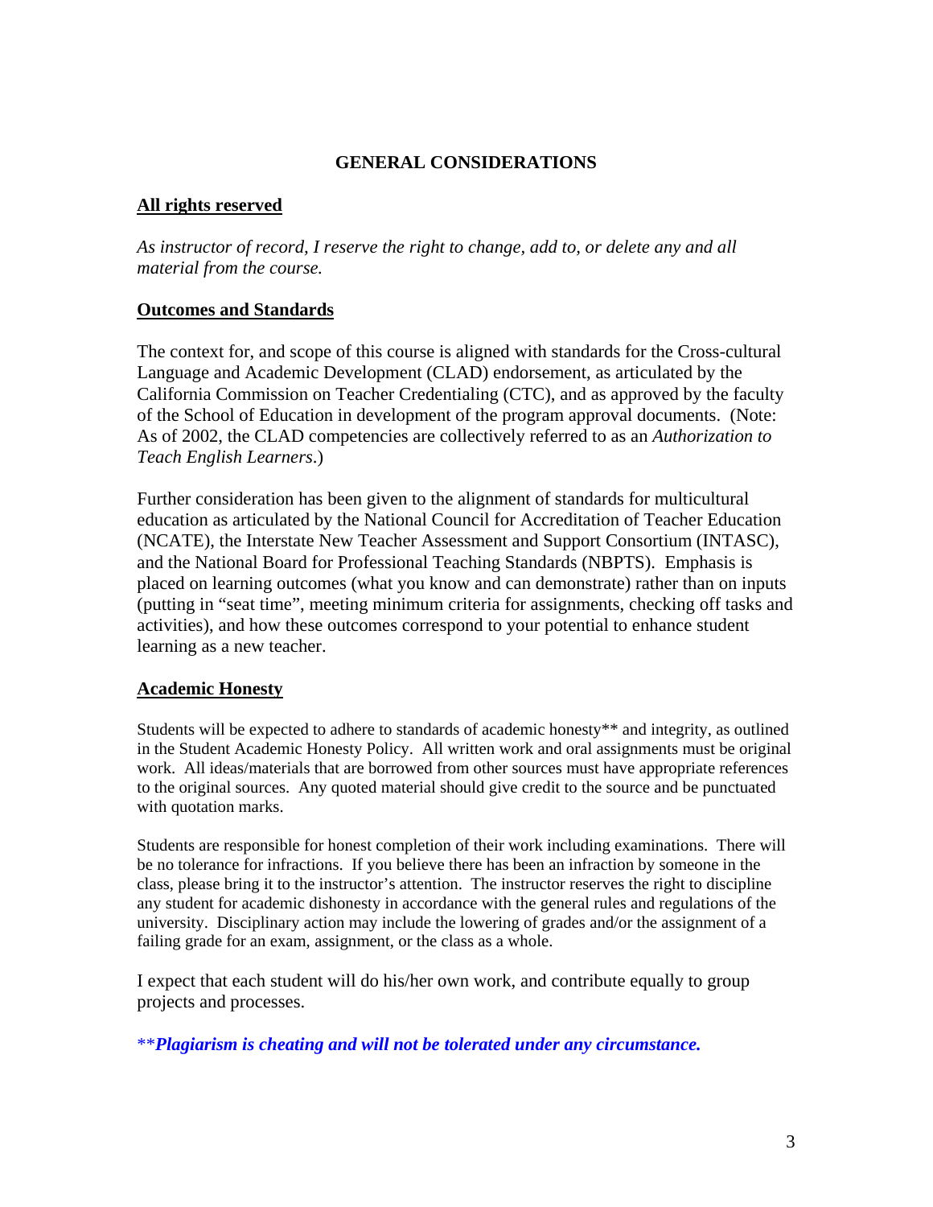## GENERAL CONSIDERATIONS

### All rights reserved

*As instructor of record, I reserve the right to change, add to, or delete any and all material from the course.*

### Outcomes and Standards

The context for, and scope of this course is aligned with standards for the Cross-cultural Language and Academic Development (CLAD) endorsement, as articulated by the California Commission on Teacher Credentialing (CTC), and as approved by the faculty of the School of Education in development of the program approval documents. (Note: As of 2002, the CLAD competencies are collectively referred to as an *Authorization to Teach English Learners*.)

Further consideration has been given to the alignment of standards for multicultural education as articulated by the National Council for Accreditation of Teacher Education (NCATE), the Interstate New Teacher Assessment and Support Consortium (INTASC), and the National Board for Professional Teaching Standards (NBPTS). Emphasis is placed on learning outcomes (what you know and can demonstrate) rather than on inputs (putting in "seat time", meeting minimum criteria for assignments, checking off tasks and activities), and how these outcomes correspond to your potential to enhance student learning as a new teacher.

### Academic Honesty

Students will be expected to adhere to standards of academic honesty** and integrity, as outlined in the Student Academic Honesty Policy. All written work and oral assignments must be original work. All ideas/materials that are borrowed from other sources must have appropriate references to the original sources. Any quoted material should give credit to the source and be punctuated with quotation marks.

Students are responsible for honest completion of their work including examinations. There will be no tolerance for infractions. If you believe there has been an infraction by someone in the class, please bring it to the instructor's attention. The instructor reserves the right to discipline any student for academic dishonesty in accordance with the general rules and regulations of the university. Disciplinary action may include the lowering of grades and/or the assignment of a failing grade for an exam, assignment, or the class as a whole.

I expect that each student will do his/her own work, and contribute equally to group projects and processes.

***Plagiarism is cheating and will not be tolerated under any circumstance.***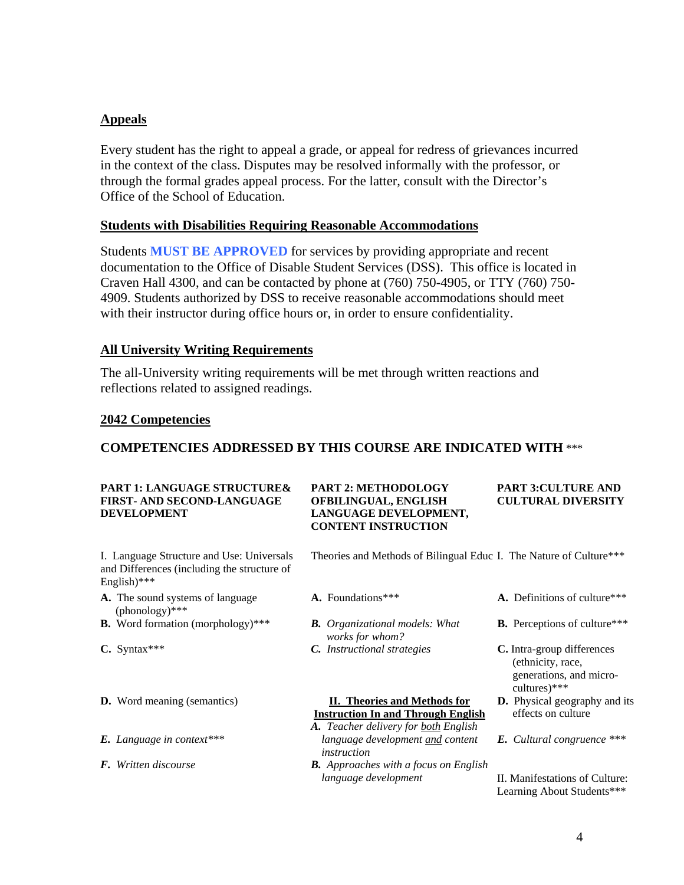## Appeals

Every student has the right to appeal a grade, or appeal for redress of grievances incurred in the context of the class. Disputes may be resolved informally with the professor, or through the formal grades appeal process. For the latter, consult with the Director's Office of the School of Education.

## Students with Disabilities Requiring Reasonable Accommodations

Students **MUST BE APPROVED** for services by providing appropriate and recent documentation to the Office of Disable Student Services (DSS). This office is located in Craven Hall 4300, and can be contacted by phone at (760) 750-4905, or TTY (760) 750-4909. Students authorized by DSS to receive reasonable accommodations should meet with their instructor during office hours or, in order to ensure confidentiality.

## All University Writing Requirements

The all-University writing requirements will be met through written reactions and reflections related to assigned readings.

## 2042 Competencies

### COMPETENCIES ADDRESSED BY THIS COURSE ARE INDICATED WITH ***

| **PART 1: LANGUAGE STRUCTURE& FIRST- AND SECOND-LANGUAGE DEVELOPMENT** | **PART 2: METHODOLOGY OFBILINGUAL, ENGLISH LANGUAGE DEVELOPMENT, CONTENT INSTRUCTION** | **PART 3:CULTURE AND CULTURAL DIVERSITY** |
|---|---|---|
| I. Language Structure and Use: Universals and Differences (including the structure of English)*** | Theories and Methods of Bilingual Educ | I. The Nature of Culture*** |
| **A.** The sound systems of language (phonology)*** | **A.** Foundations*** | **A.** Definitions of culture*** |
| **B.** Word formation (morphology)*** | ***B.*** *Organizational models: What works for whom?* | **B.** Perceptions of culture*** |
| **C.** Syntax*** | ***C.*** *Instructional strategies* | **C.** Intra-group differences (ethnicity, race, generations, and micro-cultures)*** |
| **D.** Word meaning (semantics) | **II. Theories and Methods for Instruction In and Through English** | **D.** Physical geography and its effects on culture |
| ***E.*** *Language in context**** | ***A.*** *Teacher delivery for both English language development and content instruction* | ***E.*** *Cultural congruence **** |
| ***F.*** *Written discourse* | ***B.*** *Approaches with a focus on English language development* | II. Manifestations of Culture: Learning About Students*** |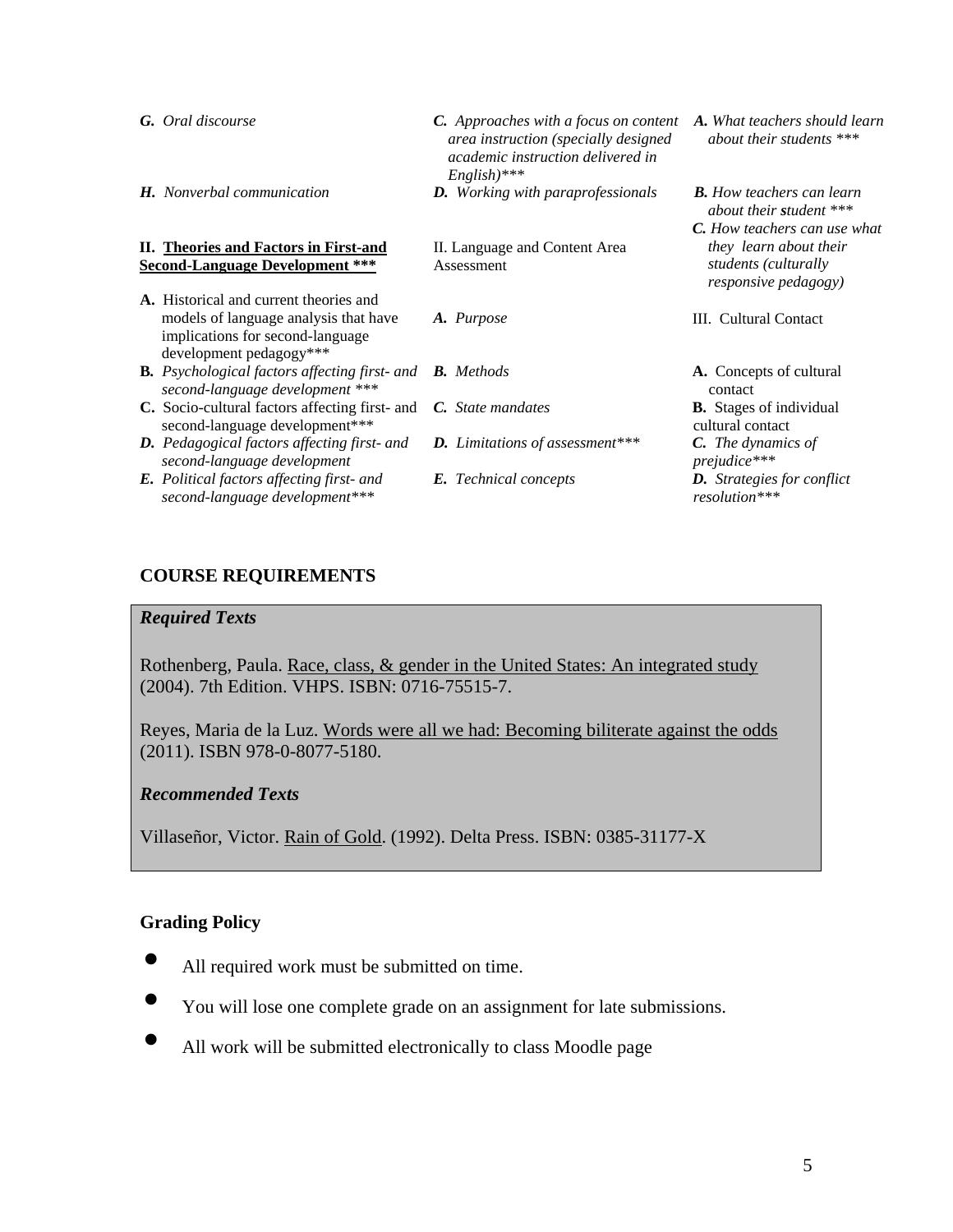*G. Oral discourse*

*H. Nonverbal communication*

**II. Theories and Factors in First-and Second-Language Development *****

A. Historical and current theories and models of language analysis that have implications for second-language development pedagogy***

*B. Psychological factors affecting first- and second-language development ****

C. Socio-cultural factors affecting first- and second-language development***

*D. Pedagogical factors affecting first- and second-language development*

*E. Political factors affecting first- and second-language development****

*C. Approaches with a focus on content area instruction (specially designed academic instruction delivered in English)****

*D. Working with paraprofessionals*

II. Language and Content Area Assessment

*A. Purpose*

*B. Methods*

*C. State mandates*

*D. Limitations of assessment****

*E. Technical concepts*

*A. What teachers should learn about their students ****

*B. How teachers can learn about their student ****

*C. How teachers can use what they learn about their students (culturally responsive pedagogy)*

III. Cultural Contact

A. Concepts of cultural contact

B. Stages of individual cultural contact

*C. The dynamics of prejudice****

*D. Strategies for conflict resolution****

## COURSE REQUIREMENTS

### *Required Texts*

Rothenberg, Paula. Race, class, & gender in the United States: An integrated study (2004). 7th Edition. VHPS. ISBN: 0716-75515-7.

Reyes, Maria de la Luz. Words were all we had: Becoming biliterate against the odds (2011). ISBN 978-0-8077-5180.

### *Recommended Texts*

Villaseñor, Victor. Rain of Gold. (1992). Delta Press. ISBN: 0385-31177-X

### Grading Policy

- All required work must be submitted on time.
- You will lose one complete grade on an assignment for late submissions.
- All work will be submitted electronically to class Moodle page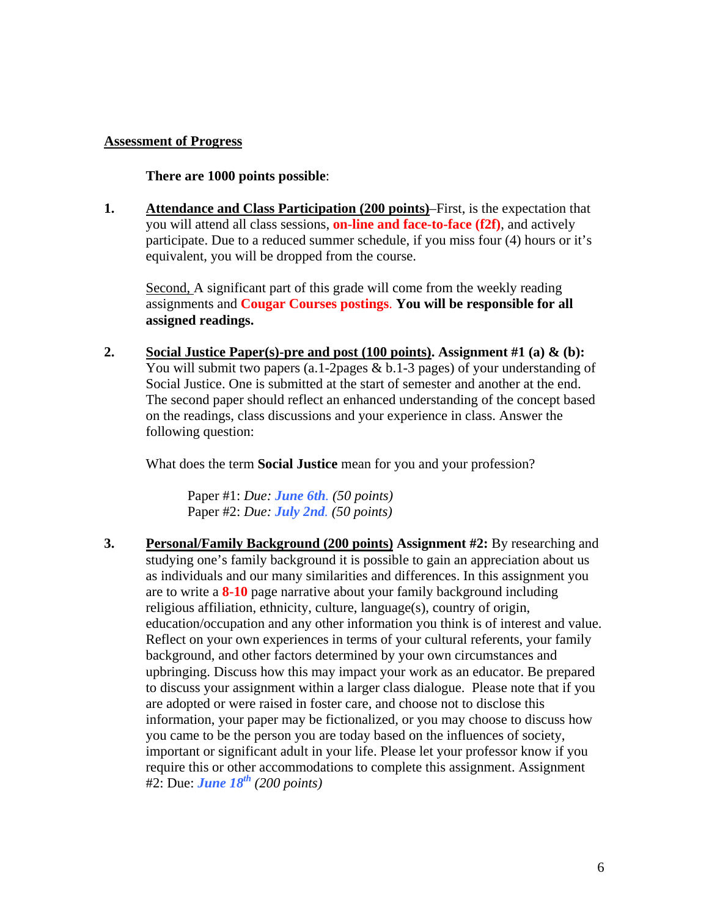## Assessment of Progress

**There are 1000 points possible**:

1. **Attendance and Class Participation (200 points)**–First, is the expectation that you will attend all class sessions, **on-line and face-to-face (f2f)**, and actively participate. Due to a reduced summer schedule, if you miss four (4) hours or it's equivalent, you will be dropped from the course.

   Second, A significant part of this grade will come from the weekly reading assignments and **Cougar Courses postings**. **You will be responsible for all assigned readings.**

2. **Social Justice Paper(s)-pre and post (100 points). Assignment #1 (a) & (b):** You will submit two papers (a.1-2pages & b.1-3 pages) of your understanding of Social Justice. One is submitted at the start of semester and another at the end. The second paper should reflect an enhanced understanding of the concept based on the readings, class discussions and your experience in class. Answer the following question:

   What does the term **Social Justice** mean for you and your profession?

   Paper #1: *Due:* ***June 6th****. (50 points)*
   Paper #2: *Due:* ***July 2nd****. (50 points)*

3. **Personal/Family Background (200 points) Assignment #2:** By researching and studying one's family background it is possible to gain an appreciation about us as individuals and our many similarities and differences. In this assignment you are to write a **8-10** page narrative about your family background including religious affiliation, ethnicity, culture, language(s), country of origin, education/occupation and any other information you think is of interest and value. Reflect on your own experiences in terms of your cultural referents, your family background, and other factors determined by your own circumstances and upbringing. Discuss how this may impact your work as an educator. Be prepared to discuss your assignment within a larger class dialogue. Please note that if you are adopted or were raised in foster care, and choose not to disclose this information, your paper may be fictionalized, or you may choose to discuss how you came to be the person you are today based on the influences of society, important or significant adult in your life. Please let your professor know if you require this or other accommodations to complete this assignment. Assignment #2: Due: ***June 18th*** *(200 points)*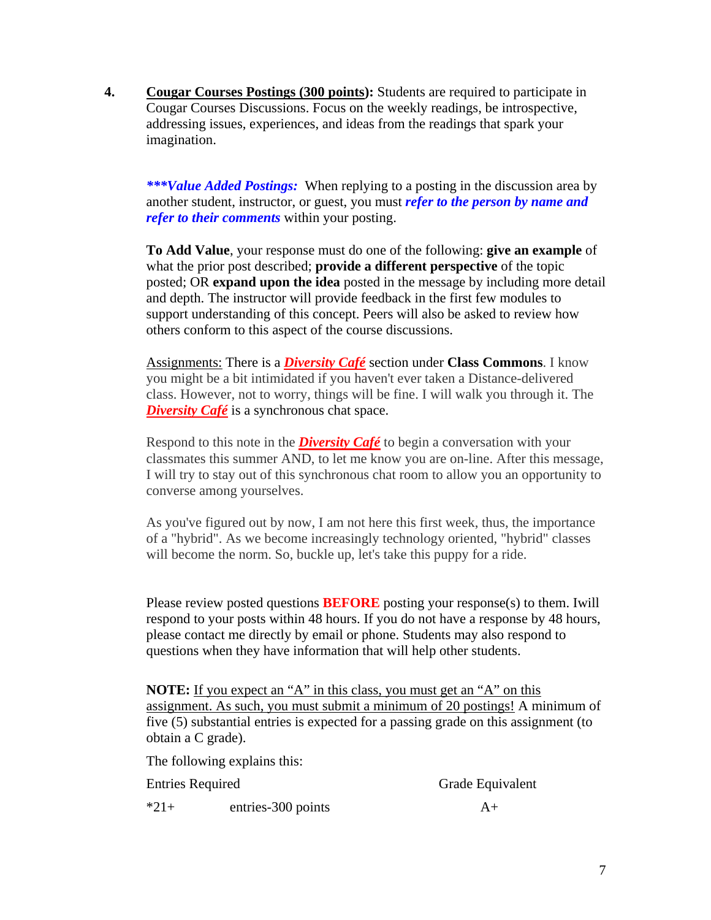4. **<u>Cougar Courses Postings (300 points)</u>:** Students are required to participate in Cougar Courses Discussions. Focus on the weekly readings, be introspective, addressing issues, experiences, and ideas from the readings that spark your imagination.

   ***\*\*\*Value Added Postings:*** When replying to a posting in the discussion area by another student, instructor, or guest, you must ***refer to the person by name and refer to their comments*** within your posting.

   **To Add Value**, your response must do one of the following: **give an example** of what the prior post described; **provide a different perspective** of the topic posted; OR **expand upon the idea** posted in the message by including more detail and depth. The instructor will provide feedback in the first few modules to support understanding of this concept. Peers will also be asked to review how others conform to this aspect of the course discussions.

   <u>Assignments:</u> There is a ***<u>Diversity Café</u>*** section under **Class Commons**. I know you might be a bit intimidated if you haven't ever taken a Distance-delivered class. However, not to worry, things will be fine. I will walk you through it. The ***<u>Diversity Café</u>*** is a synchronous chat space.

   Respond to this note in the ***<u>Diversity Café</u>*** to begin a conversation with your classmates this summer AND, to let me know you are on-line. After this message, I will try to stay out of this synchronous chat room to allow you an opportunity to converse among yourselves.

   As you've figured out by now, I am not here this first week, thus, the importance of a "hybrid". As we become increasingly technology oriented, "hybrid" classes will become the norm. So, buckle up, let's take this puppy for a ride.

   Please review posted questions **BEFORE** posting your response(s) to them. Iwill respond to your posts within 48 hours. If you do not have a response by 48 hours, please contact me directly by email or phone. Students may also respond to questions when they have information that will help other students.

   **NOTE:** <u>If you expect an "A" in this class, you must get an "A" on this assignment. As such, you must submit a minimum of 20 postings!</u> A minimum of five (5) substantial entries is expected for a passing grade on this assignment (to obtain a C grade).

   The following explains this:

| Entries Required | | Grade Equivalent |
|---|---|---|
| *21+ | entries-300 points | A+ |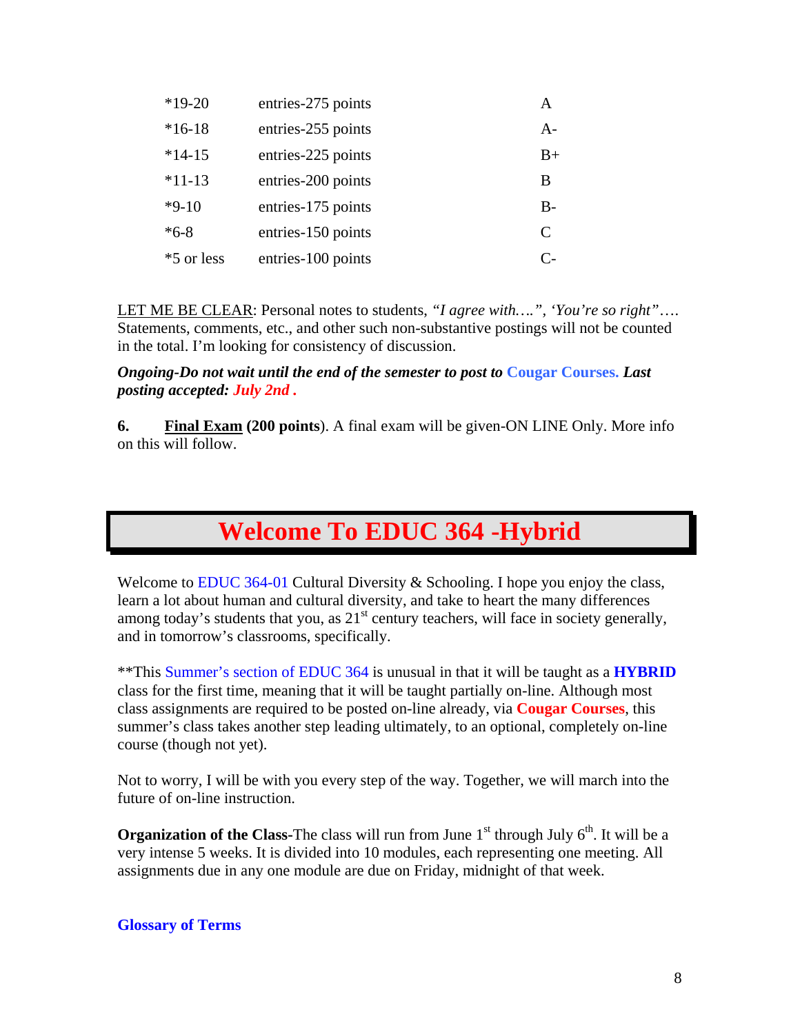| | | |
|---|---|---|
| *19-20 | entries-275 points | A |
| *16-18 | entries-255 points | A- |
| *14-15 | entries-225 points | B+ |
| *11-13 | entries-200 points | B |
| *9-10 | entries-175 points | B- |
| *6-8 | entries-150 points | C |
| *5 or less | entries-100 points | C- |

LET ME BE CLEAR: Personal notes to students, *"I agree with….", 'You're so right"*…. Statements, comments, etc., and other such non-substantive postings will not be counted in the total. I'm looking for consistency of discussion.

***Ongoing-Do not wait until the end of the semester to post to* Cougar Courses. *Last posting accepted: July 2nd .***

**6. Final Exam (200 points**). A final exam will be given-ON LINE Only. More info on this will follow.

# Welcome To EDUC 364 -Hybrid

Welcome to EDUC 364-01 Cultural Diversity & Schooling. I hope you enjoy the class, learn a lot about human and cultural diversity, and take to heart the many differences among today's students that you, as 21st century teachers, will face in society generally, and in tomorrow's classrooms, specifically.

**This Summer's section of EDUC 364 is unusual in that it will be taught as a **HYBRID** class for the first time, meaning that it will be taught partially on-line. Although most class assignments are required to be posted on-line already, via **Cougar Courses**, this summer's class takes another step leading ultimately, to an optional, completely on-line course (though not yet).

Not to worry, I will be with you every step of the way. Together, we will march into the future of on-line instruction.

**Organization of the Class**-The class will run from June 1st through July 6th. It will be a very intense 5 weeks. It is divided into 10 modules, each representing one meeting. All assignments due in any one module are due on Friday, midnight of that week.

**Glossary of Terms**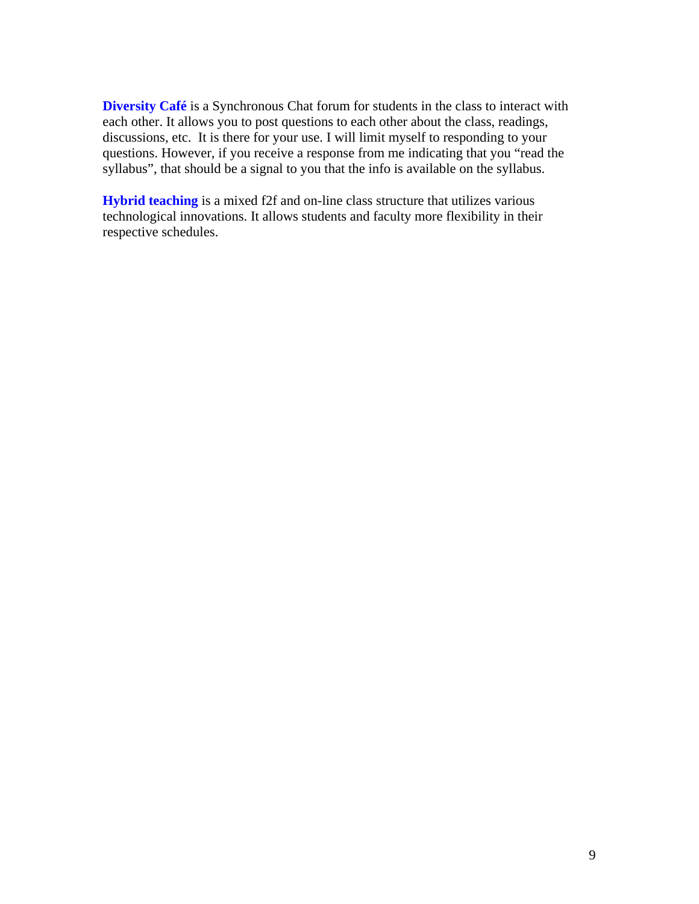**Diversity Café** is a Synchronous Chat forum for students in the class to interact with each other. It allows you to post questions to each other about the class, readings, discussions, etc. It is there for your use. I will limit myself to responding to your questions. However, if you receive a response from me indicating that you "read the syllabus", that should be a signal to you that the info is available on the syllabus.

**Hybrid teaching** is a mixed f2f and on-line class structure that utilizes various technological innovations. It allows students and faculty more flexibility in their respective schedules.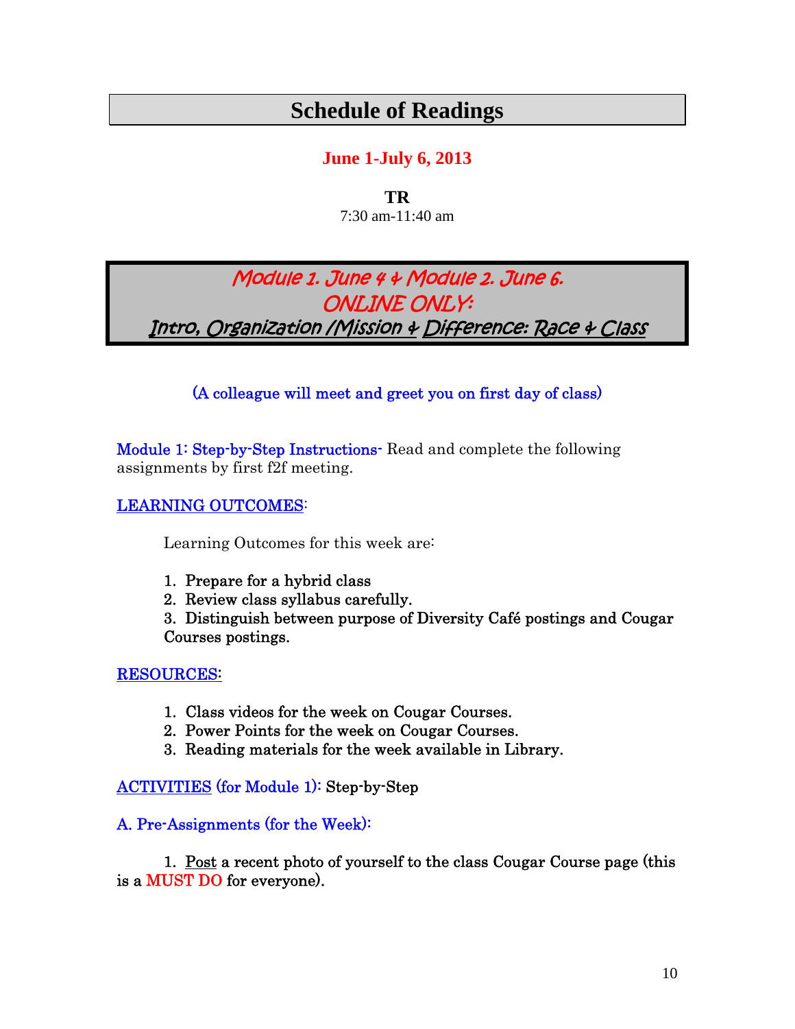# Schedule of Readings

**June 1-July 6, 2013**

**TR**

7:30 am-11:40 am

## *Module 1. June 4 & Module 2. June 6.*
## *ONLINE ONLY:*
## *Intro, Organization /Mission & Difference: Race & Class*

(A colleague will meet and greet you on first day of class)

Module 1: Step-by-Step Instructions- Read and complete the following assignments by first f2f meeting.

LEARNING OUTCOMES:

Learning Outcomes for this week are:

1. Prepare for a hybrid class
2. Review class syllabus carefully.
3. Distinguish between purpose of Diversity Café postings and Cougar Courses postings.

RESOURCES:

1. Class videos for the week on Cougar Courses.
2. Power Points for the week on Cougar Courses.
3. Reading materials for the week available in Library.

ACTIVITIES (for Module 1): Step-by-Step

A. Pre-Assignments (for the Week):

1. Post a recent photo of yourself to the class Cougar Course page (this is a MUST DO for everyone).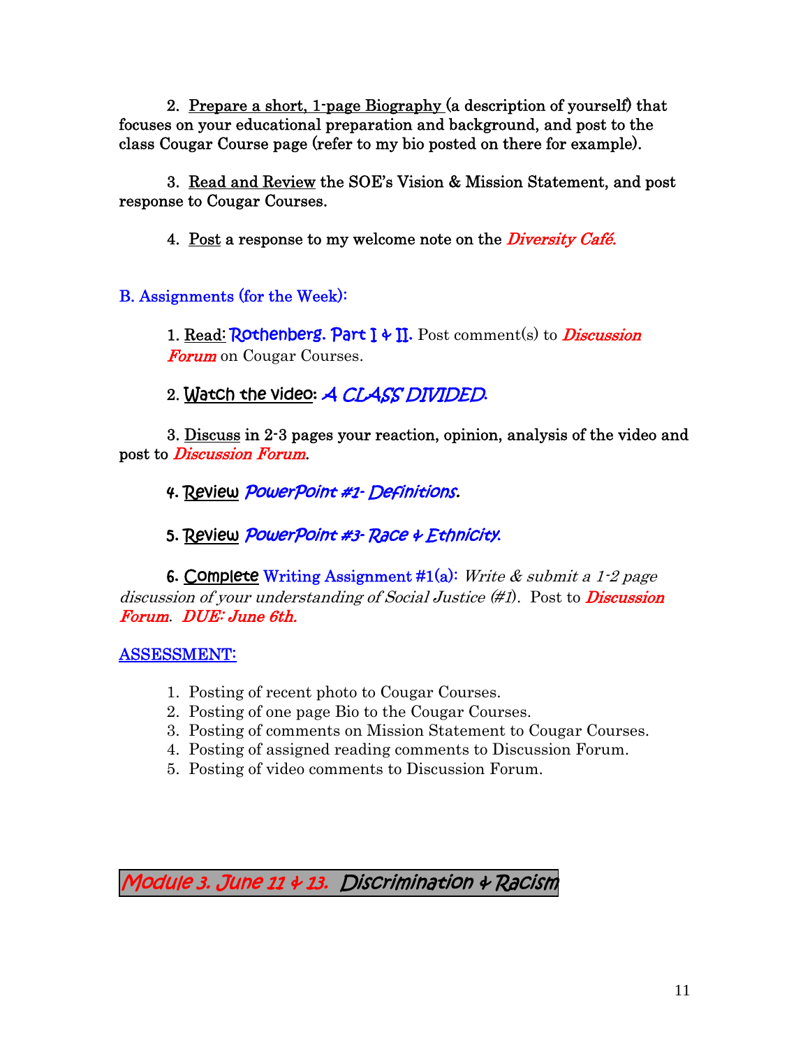2. Prepare a short, 1-page Biography (a description of yourself) that focuses on your educational preparation and background, and post to the class Cougar Course page (refer to my bio posted on there for example).

3. Read and Review the SOE's Vision & Mission Statement, and post response to Cougar Courses.

4. Post a response to my welcome note on the ***Diversity Café.***

### B. Assignments (for the Week):

1. Read: Rothenberg. Part I & II. Post comment(s) to ***Discussion Forum*** on Cougar Courses.

2. Watch the video: *A CLASS DIVIDED*.

3. Discuss in 2-3 pages your reaction, opinion, analysis of the video and post to *Discussion Forum*.

4. Review *PowerPoint #1- Definitions.*

5. Review *PowerPoint #3- Race & Ethnicity.*

6. Complete Writing Assignment #1(a): *Write & submit a 1-2 page discussion of your understanding of Social Justice (#1).* Post to ***Discussion Forum***. ***DUE: June 6th.***

### ASSESSMENT:

1. Posting of recent photo to Cougar Courses.
2. Posting of one page Bio to the Cougar Courses.
3. Posting of comments on Mission Statement to Cougar Courses.
4. Posting of assigned reading comments to Discussion Forum.
5. Posting of video comments to Discussion Forum.

## *Module 3. June 11 & 13.* Discrimination & Racism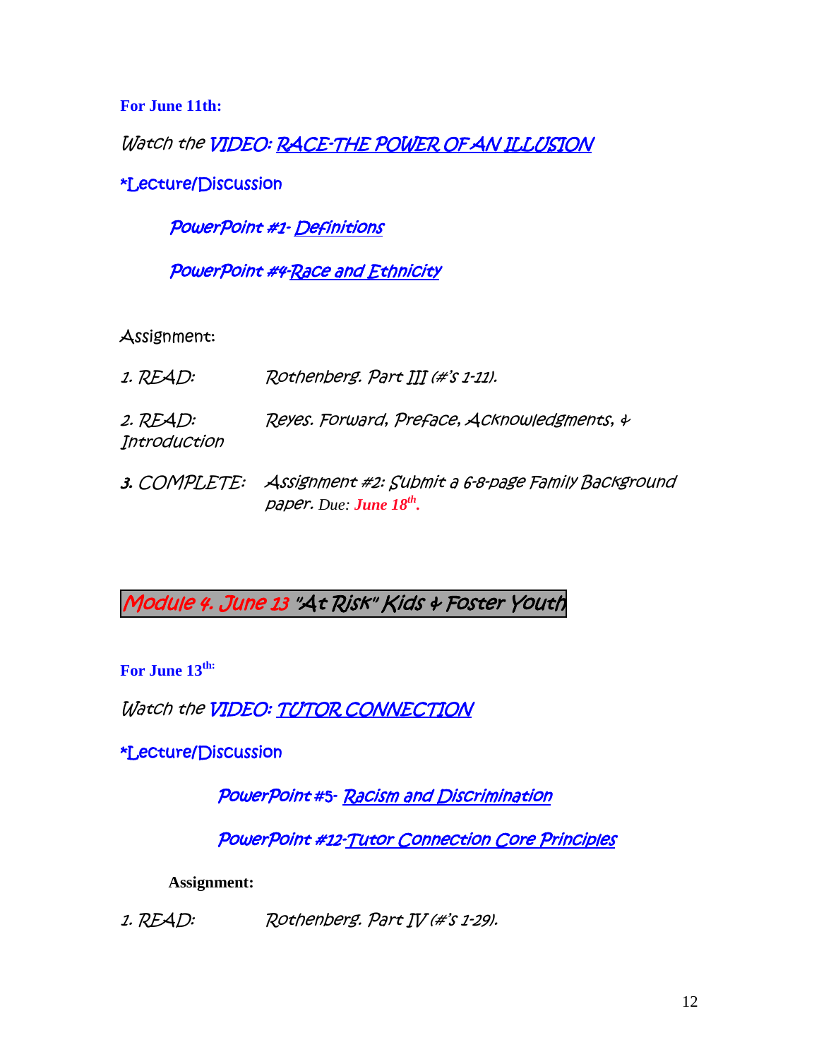**For June 11th:**

Watch the VIDEO: RACE-THE POWER OF AN ILLUSION

*Lecture/Discussion

PowerPoint #1- Definitions

PowerPoint #4-Race and Ethnicity

Assignment:

1. READ: Rothenberg. Part III (#'s 1-11).

2. READ: Reyes. Forward, Preface, Acknowledgments, & Introduction

3. COMPLETE: Assignment #2: Submit a 6-8-page Family Background paper. Due: **June 18th.**

## Module 4. June 13 "At Risk" Kids & Foster Youth

**For June 13th:**

Watch the VIDEO: TUTOR CONNECTION

*Lecture/Discussion

PowerPoint #5- Racism and Discrimination

PowerPoint #12-Tutor Connection Core Principles

**Assignment:**

1. READ: Rothenberg. Part IV (#'s 1-29).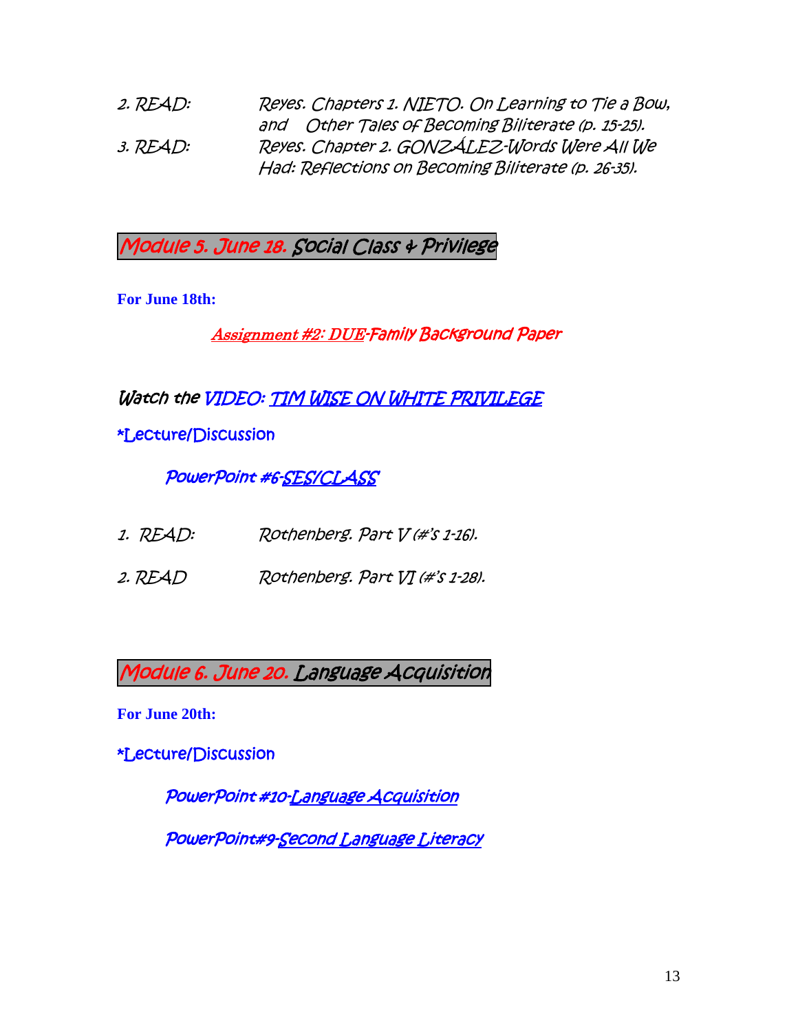2. READ: Reyes. Chapters 1. NIETO. On Learning to Tie a Bow, and Other Tales of Becoming Biliterate (p. 15-25).

3. READ: Reyes. Chapter 2. GONZÁLEZ-Words Were All We Had: Reflections on Becoming Biliterate (p. 26-35).

## Module 5. June 18. Social Class & Privilege

**For June 18th:**

Assignment #2: DUE-Family Background Paper

Watch the VIDEO: TIM WISE ON WHITE PRIVILEGE

*Lecture/Discussion

PowerPoint #6-SES/CLASS

1. READ: Rothenberg. Part V (#'s 1-16).

2. READ Rothenberg. Part VI (#'s 1-28).

## Module 6. June 20. Language Acquisition

**For June 20th:**

*Lecture/Discussion

PowerPoint #10-Language Acquisition

PowerPoint#9-Second Language Literacy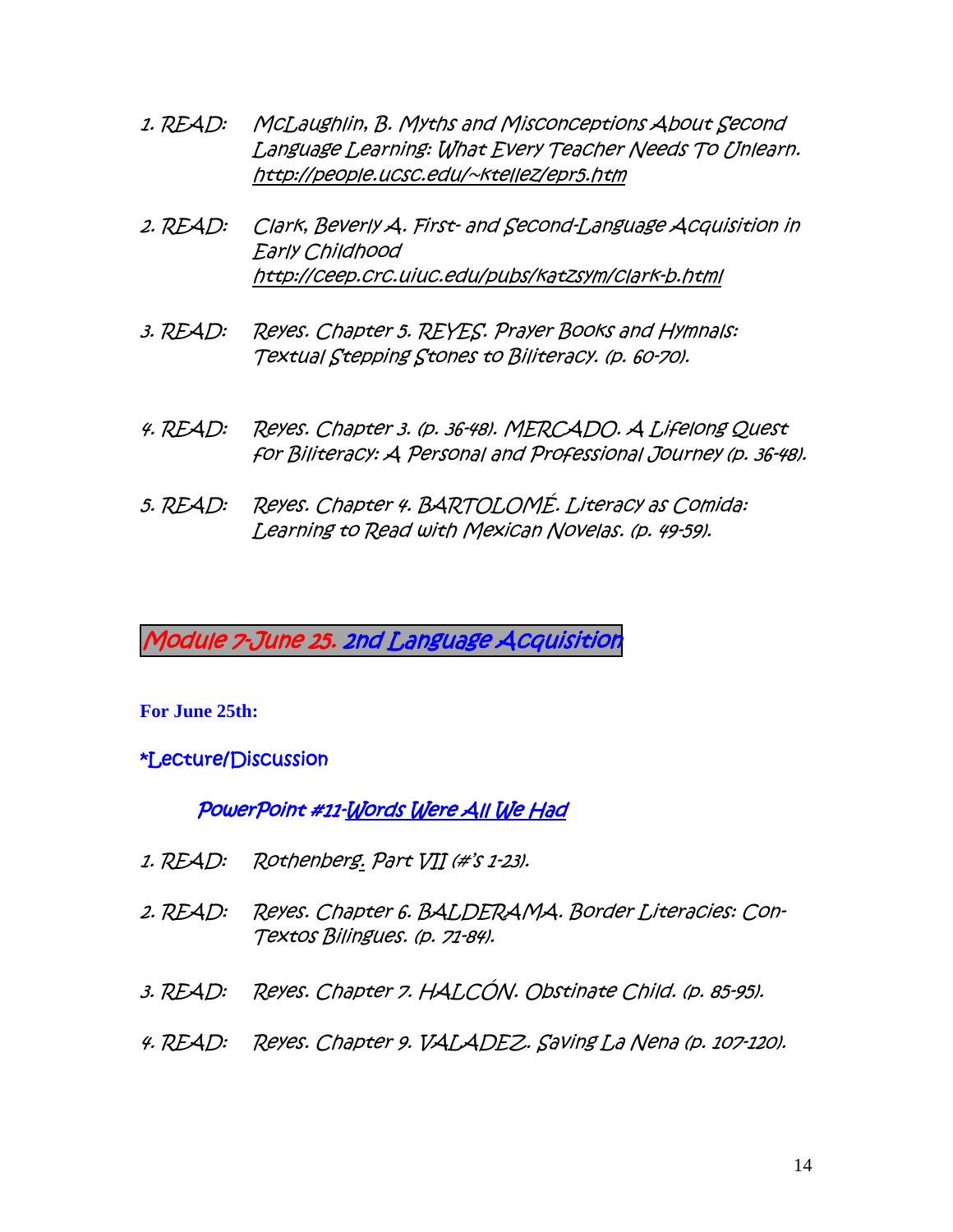1. READ: McLaughlin, B. Myths and Misconceptions About Second Language Learning: What Every Teacher Needs To Unlearn. http://people.ucsc.edu/~ktellez/epr5.htm

2. READ: Clark, Beverly A. First- and Second-Language Acquisition in Early Childhood http://ceep.crc.uiuc.edu/pubs/katzsym/clark-b.html

3. READ: Reyes. Chapter 5. REYES. Prayer Books and Hymnals: Textual Stepping Stones to Biliteracy. (p. 60-70).

4. READ: Reyes. Chapter 3. (p. 36-48). MERCADO. A Lifelong Quest for Biliteracy: A Personal and Professional Journey (p. 36-48).

5. READ: Reyes. Chapter 4. BARTOLOMÉ. Literacy as Comida: Learning to Read with Mexican Novelas. (p. 49-59).

## Module 7-June 25. 2nd Language Acquisition

**For June 25th:**

*Lecture/Discussion

*PowerPoint #11-Words Were All We Had*

1. READ: Rothenberg. Part VII (#'s 1-23).

2. READ: Reyes. Chapter 6. BALDERAMA. Border Literacies: Con-Textos Bilingues. (p. 71-84).

3. READ: Reyes. Chapter 7. HALCÓN. Obstinate Child. (p. 85-95).

4. READ: Reyes. Chapter 9. VALADEZ. Saving La Nena (p. 107-120).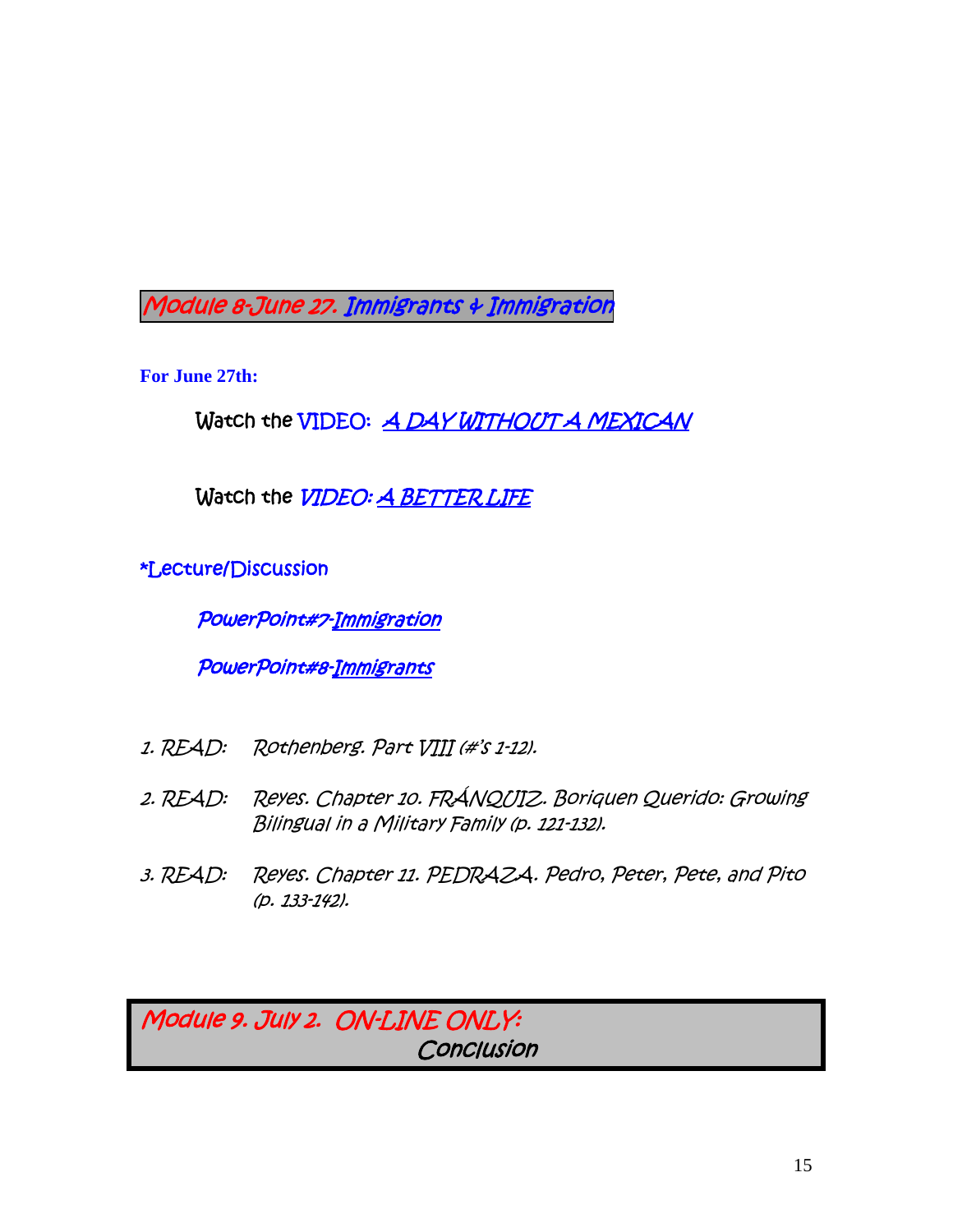## Module 8-June 27. Immigrants & Immigration

**For June 27th:**

Watch the VIDEO: *A DAY WITHOUT A MEXICAN*

Watch the *VIDEO: A BETTER LIFE*

*Lecture/Discussion

*PowerPoint#7-Immigration*

*PowerPoint#8-Immigrants*

1. *READ:* *Rothenberg. Part VIII (#'s 1-12).*
2. *READ:* *Reyes. Chapter 10. FRÁNQUIZ. Boriquen Querido: Growing Bilingual in a Military Family (p. 121-132).*
3. *READ:* *Reyes. Chapter 11. PEDRAZA. Pedro, Peter, Pete, and Pito (p. 133-142).*

## Module 9. July 2. ON-LINE ONLY: Conclusion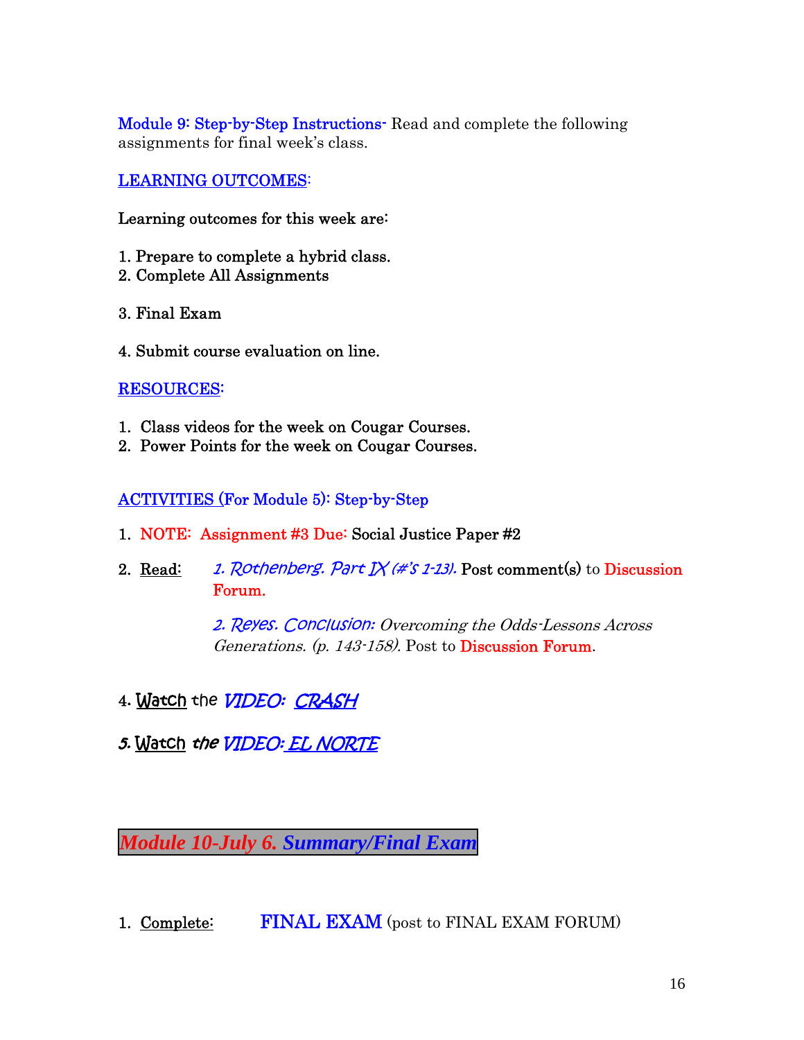**Module 9: Step-by-Step Instructions**- Read and complete the following assignments for final week's class.

**LEARNING OUTCOMES**:

Learning outcomes for this week are:

1. Prepare to complete a hybrid class.
2. Complete All Assignments

3. Final Exam

4. Submit course evaluation on line.

**RESOURCES**:

1. Class videos for the week on Cougar Courses.
2. Power Points for the week on Cougar Courses.

**ACTIVITIES (For Module 5): Step-by-Step**

1. NOTE: Assignment #3 Due: Social Justice Paper #2

2. Read: *1. Rothenberg. Part IX (#'s 1-13).* Post comment(s) to Discussion Forum.

   *2. Reyes. Conclusion: Overcoming the Odds-Lessons Across Generations. (p. 143-158).* Post to Discussion Forum.

4. Watch the *VIDEO: CRASH*

5. Watch *the VIDEO: EL NORTE*

## *Module 10-July 6. Summary/Final Exam*

1. Complete: **FINAL EXAM** (post to FINAL EXAM FORUM)